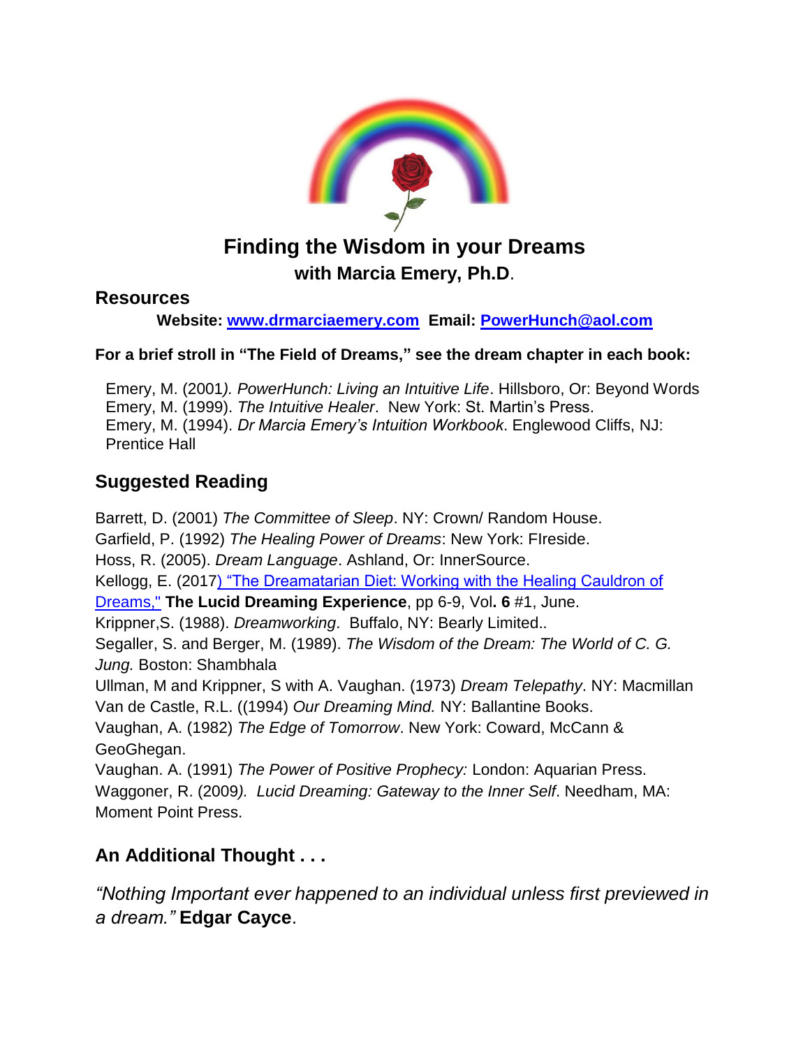# Finding the Wisdom in your Dreams

## with Marcia Emery, Ph.D.

## Resources

**Website: [www.drmarciaemery.com](http://www.drmarciaemery.com) Email: [PowerHunch@aol.com](mailto:PowerHunch@aol.com)**

**For a brief stroll in "The Field of Dreams," see the dream chapter in each book:**

Emery, M. (2001*). PowerHunch: Living an Intuitive Life*. Hillsboro, Or: Beyond Words
Emery, M. (1999). *The Intuitive Healer*. New York: St. Martin's Press.
Emery, M. (1994). *Dr Marcia Emery's Intuition Workbook*. Englewood Cliffs, NJ: Prentice Hall

## Suggested Reading

Barrett, D. (2001) *The Committee of Sleep*. NY: Crown/ Random House.
Garfield, P. (1992) *The Healing Power of Dreams*: New York: FIreside.
Hoss, R. (2005). *Dream Language*. Ashland, Or: InnerSource.
Kellogg, E. (2017) "The Dreamatarian Diet: Working with the Healing Cauldron of Dreams," **The Lucid Dreaming Experience**, pp 6-9, Vol**. 6** #1, June.
Krippner,S. (1988). *Dreamworking*. Buffalo, NY: Bearly Limited..
Segaller, S. and Berger, M. (1989). *The Wisdom of the Dream: The World of C. G. Jung.* Boston: Shambhala
Ullman, M and Krippner, S with A. Vaughan. (1973) *Dream Telepathy*. NY: Macmillan
Van de Castle, R.L. ((1994) *Our Dreaming Mind.* NY: Ballantine Books.
Vaughan, A. (1982) *The Edge of Tomorrow*. New York: Coward, McCann & GeoGhegan.
Vaughan. A. (1991) *The Power of Positive Prophecy:* London: Aquarian Press.
Waggoner, R. (2009*). Lucid Dreaming: Gateway to the Inner Self*. Needham, MA: Moment Point Press.

## An Additional Thought . . .

*"Nothing Important ever happened to an individual unless first previewed in a dream."* **Edgar Cayce**.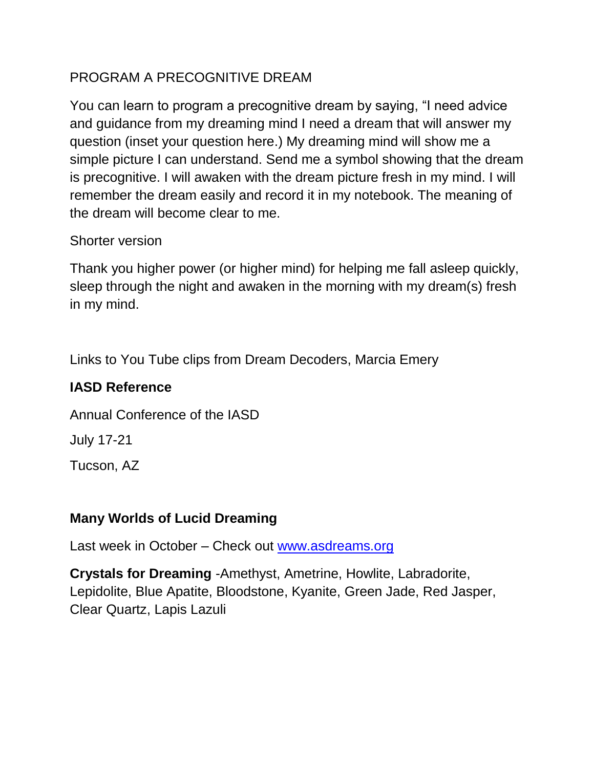PROGRAM A PRECOGNITIVE DREAM

You can learn to program a precognitive dream by saying, "I need advice and guidance from my dreaming mind I need a dream that will answer my question (inset your question here.) My dreaming mind will show me a simple picture I can understand. Send me a symbol showing that the dream is precognitive. I will awaken with the dream picture fresh in my mind. I will remember the dream easily and record it in my notebook. The meaning of the dream will become clear to me.

Shorter version

Thank you higher power (or higher mind) for helping me fall asleep quickly, sleep through the night and awaken in the morning with my dream(s) fresh in my mind.

Links to You Tube clips from Dream Decoders, Marcia Emery

**IASD Reference**

Annual Conference of the IASD

July 17-21

Tucson, AZ

**Many Worlds of Lucid Dreaming**

Last week in October – Check out [www.asdreams.org](http://www.asdreams.org)

**Crystals for Dreaming** -Amethyst, Ametrine, Howlite, Labradorite, Lepidolite, Blue Apatite, Bloodstone, Kyanite, Green Jade, Red Jasper, Clear Quartz, Lapis Lazuli